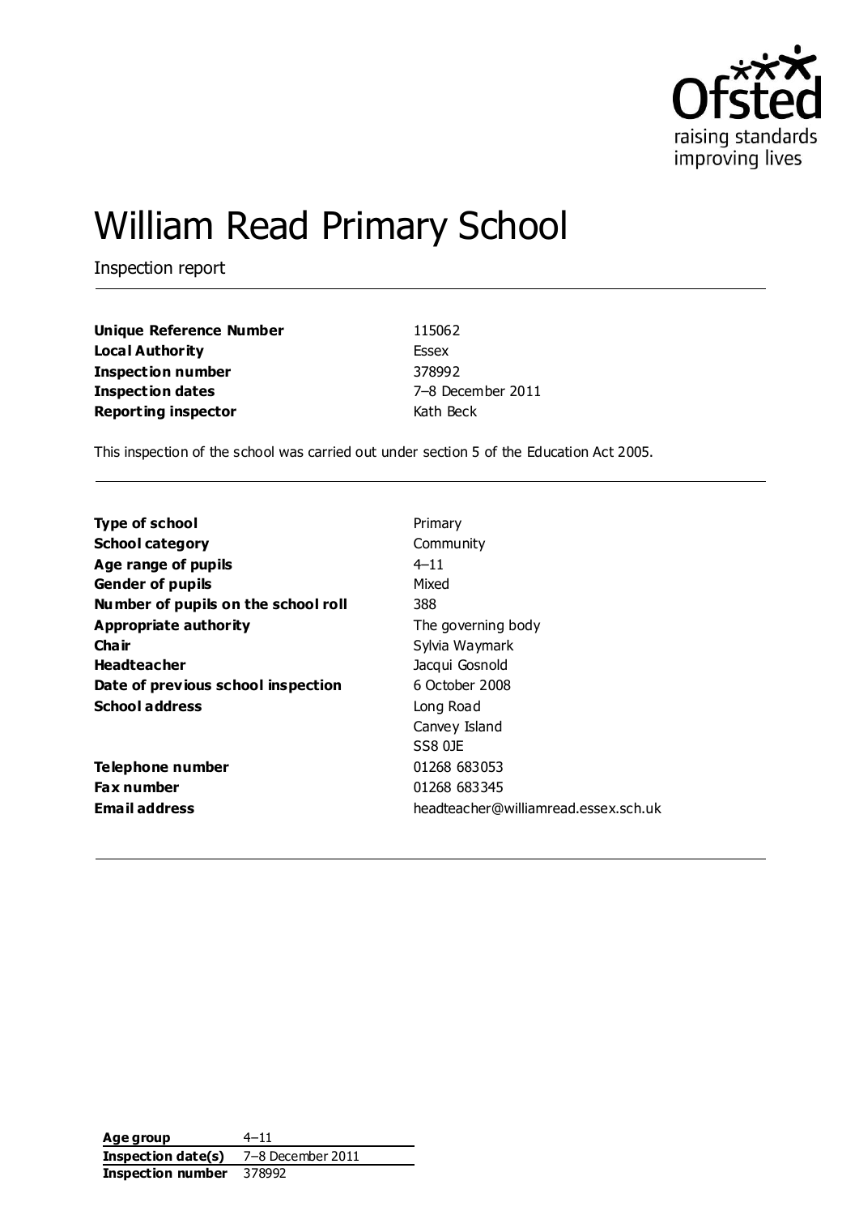# William Read Primary School

Inspection report

| | |
|---|---|
| **Unique Reference Number** | 115062 |
| **Local Authority** | Essex |
| **Inspection number** | 378992 |
| **Inspection dates** | 7–8 December 2011 |
| **Reporting inspector** | Kath Beck |

This inspection of the school was carried out under section 5 of the Education Act 2005.

| | |
|---|---|
| **Type of school** | Primary |
| **School category** | Community |
| **Age range of pupils** | 4–11 |
| **Gender of pupils** | Mixed |
| **Number of pupils on the school roll** | 388 |
| **Appropriate authority** | The governing body |
| **Chair** | Sylvia Waymark |
| **Headteacher** | Jacqui Gosnold |
| **Date of previous school inspection** | 6 October 2008 |
| **School address** | Long Road<br>Canvey Island<br>SS8 0JE |
| **Telephone number** | 01268 683053 |
| **Fax number** | 01268 683345 |
| **Email address** | headteacher@williamread.essex.sch.uk |

| | |
|---|---|
| **Age group** | 4–11 |
| **Inspection date(s)** | 7–8 December 2011 |
| **Inspection number** | 378992 |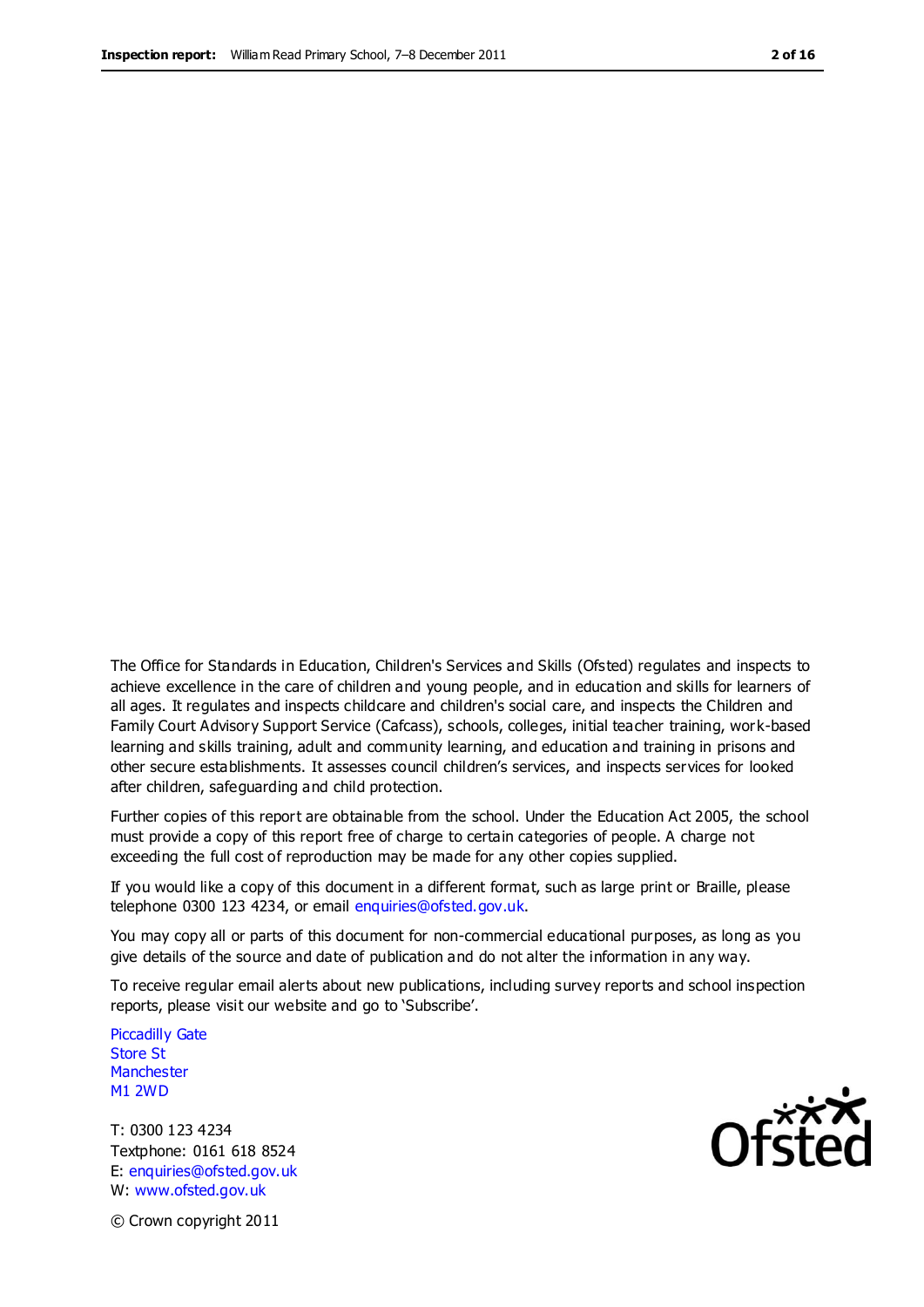The Office for Standards in Education, Children's Services and Skills (Ofsted) regulates and inspects to achieve excellence in the care of children and young people, and in education and skills for learners of all ages. It regulates and inspects childcare and children's social care, and inspects the Children and Family Court Advisory Support Service (Cafcass), schools, colleges, initial teacher training, work-based learning and skills training, adult and community learning, and education and training in prisons and other secure establishments. It assesses council children's services, and inspects services for looked after children, safeguarding and child protection.

Further copies of this report are obtainable from the school. Under the Education Act 2005, the school must provide a copy of this report free of charge to certain categories of people. A charge not exceeding the full cost of reproduction may be made for any other copies supplied.

If you would like a copy of this document in a different format, such as large print or Braille, please telephone 0300 123 4234, or email enquiries@ofsted.gov.uk.

You may copy all or parts of this document for non-commercial educational purposes, as long as you give details of the source and date of publication and do not alter the information in any way.

To receive regular email alerts about new publications, including survey reports and school inspection reports, please visit our website and go to 'Subscribe'.

Piccadilly Gate
Store St
Manchester
M1 2WD

T: 0300 123 4234
Textphone: 0161 618 8524
E: enquiries@ofsted.gov.uk
W: www.ofsted.gov.uk

© Crown copyright 2011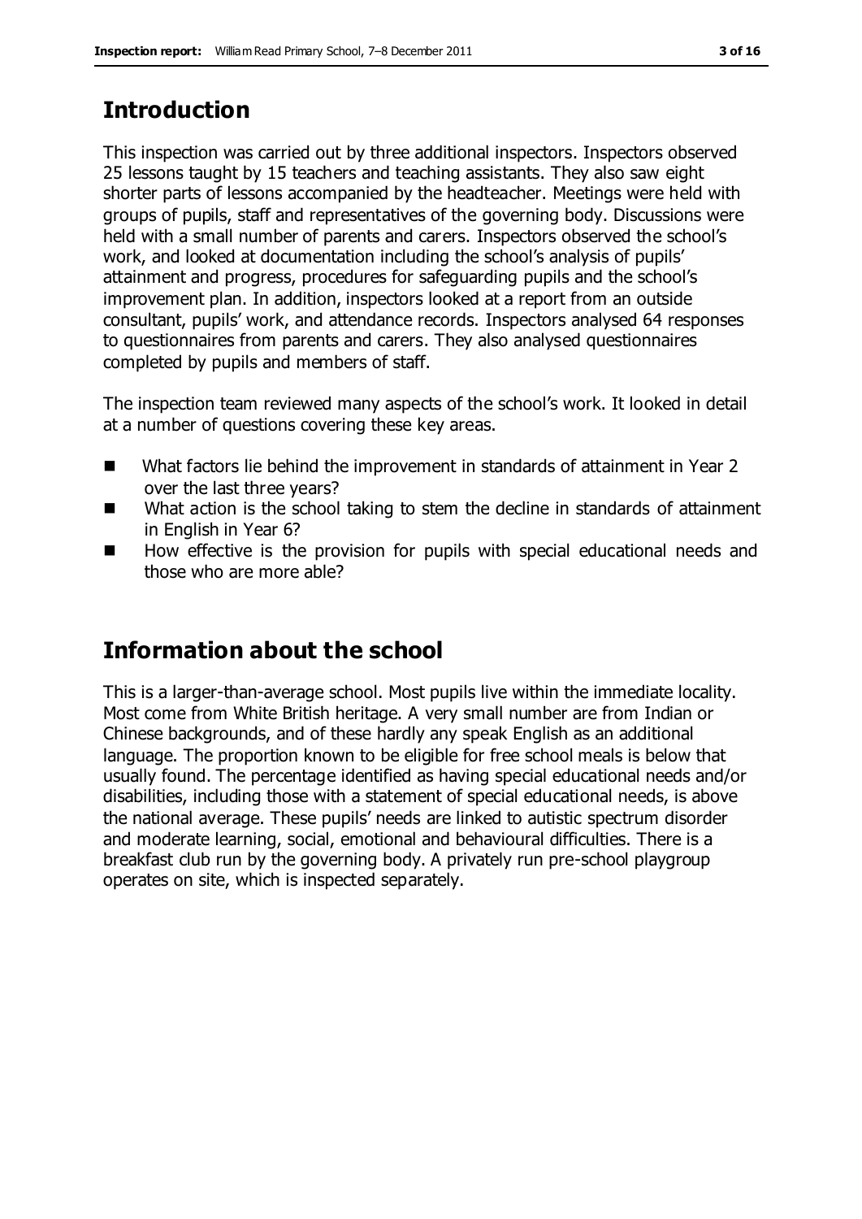## Introduction

This inspection was carried out by three additional inspectors. Inspectors observed 25 lessons taught by 15 teachers and teaching assistants. They also saw eight shorter parts of lessons accompanied by the headteacher. Meetings were held with groups of pupils, staff and representatives of the governing body. Discussions were held with a small number of parents and carers. Inspectors observed the school's work, and looked at documentation including the school's analysis of pupils' attainment and progress, procedures for safeguarding pupils and the school's improvement plan. In addition, inspectors looked at a report from an outside consultant, pupils' work, and attendance records. Inspectors analysed 64 responses to questionnaires from parents and carers. They also analysed questionnaires completed by pupils and members of staff.

The inspection team reviewed many aspects of the school's work. It looked in detail at a number of questions covering these key areas.

- What factors lie behind the improvement in standards of attainment in Year 2 over the last three years?
- What action is the school taking to stem the decline in standards of attainment in English in Year 6?
- How effective is the provision for pupils with special educational needs and those who are more able?

## Information about the school

This is a larger-than-average school. Most pupils live within the immediate locality. Most come from White British heritage. A very small number are from Indian or Chinese backgrounds, and of these hardly any speak English as an additional language. The proportion known to be eligible for free school meals is below that usually found. The percentage identified as having special educational needs and/or disabilities, including those with a statement of special educational needs, is above the national average. These pupils' needs are linked to autistic spectrum disorder and moderate learning, social, emotional and behavioural difficulties. There is a breakfast club run by the governing body. A privately run pre-school playgroup operates on site, which is inspected separately.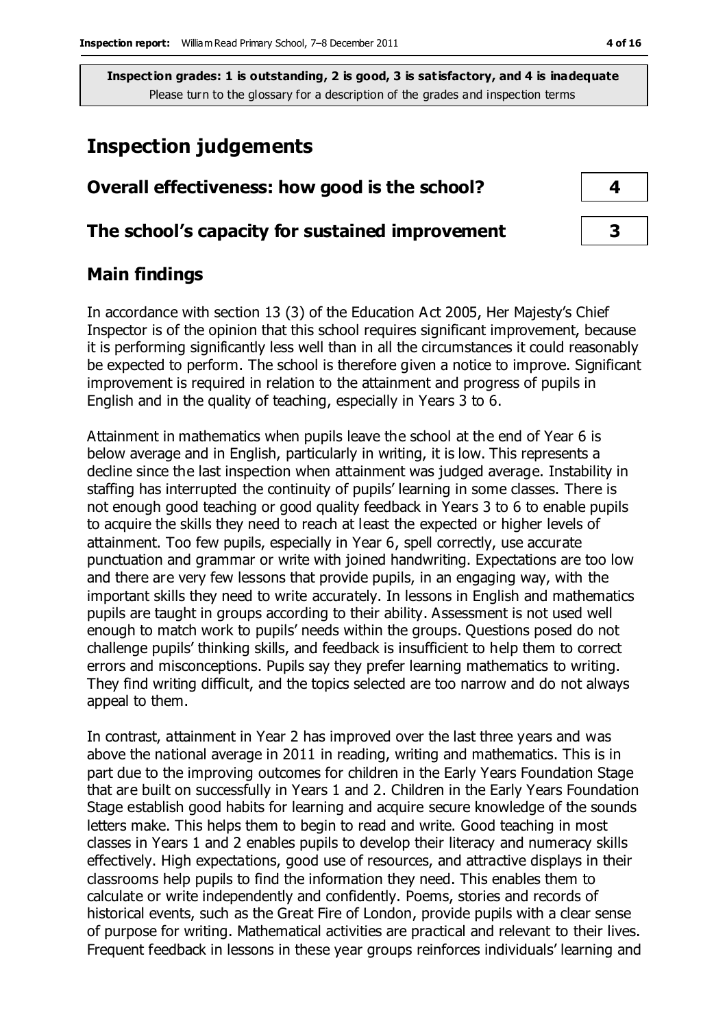**Inspection grades: 1 is outstanding, 2 is good, 3 is satisfactory, and 4 is inadequate**
Please turn to the glossary for a description of the grades and inspection terms

# Inspection judgements

| Overall effectiveness: how good is the school? | 4 |
| --- | --- |
| The school's capacity for sustained improvement | 3 |

## Main findings

In accordance with section 13 (3) of the Education Act 2005, Her Majesty's Chief Inspector is of the opinion that this school requires significant improvement, because it is performing significantly less well than in all the circumstances it could reasonably be expected to perform. The school is therefore given a notice to improve. Significant improvement is required in relation to the attainment and progress of pupils in English and in the quality of teaching, especially in Years 3 to 6.

Attainment in mathematics when pupils leave the school at the end of Year 6 is below average and in English, particularly in writing, it is low. This represents a decline since the last inspection when attainment was judged average. Instability in staffing has interrupted the continuity of pupils' learning in some classes. There is not enough good teaching or good quality feedback in Years 3 to 6 to enable pupils to acquire the skills they need to reach at least the expected or higher levels of attainment. Too few pupils, especially in Year 6, spell correctly, use accurate punctuation and grammar or write with joined handwriting. Expectations are too low and there are very few lessons that provide pupils, in an engaging way, with the important skills they need to write accurately. In lessons in English and mathematics pupils are taught in groups according to their ability. Assessment is not used well enough to match work to pupils' needs within the groups. Questions posed do not challenge pupils' thinking skills, and feedback is insufficient to help them to correct errors and misconceptions. Pupils say they prefer learning mathematics to writing. They find writing difficult, and the topics selected are too narrow and do not always appeal to them.

In contrast, attainment in Year 2 has improved over the last three years and was above the national average in 2011 in reading, writing and mathematics. This is in part due to the improving outcomes for children in the Early Years Foundation Stage that are built on successfully in Years 1 and 2. Children in the Early Years Foundation Stage establish good habits for learning and acquire secure knowledge of the sounds letters make. This helps them to begin to read and write. Good teaching in most classes in Years 1 and 2 enables pupils to develop their literacy and numeracy skills effectively. High expectations, good use of resources, and attractive displays in their classrooms help pupils to find the information they need. This enables them to calculate or write independently and confidently. Poems, stories and records of historical events, such as the Great Fire of London, provide pupils with a clear sense of purpose for writing. Mathematical activities are practical and relevant to their lives. Frequent feedback in lessons in these year groups reinforces individuals' learning and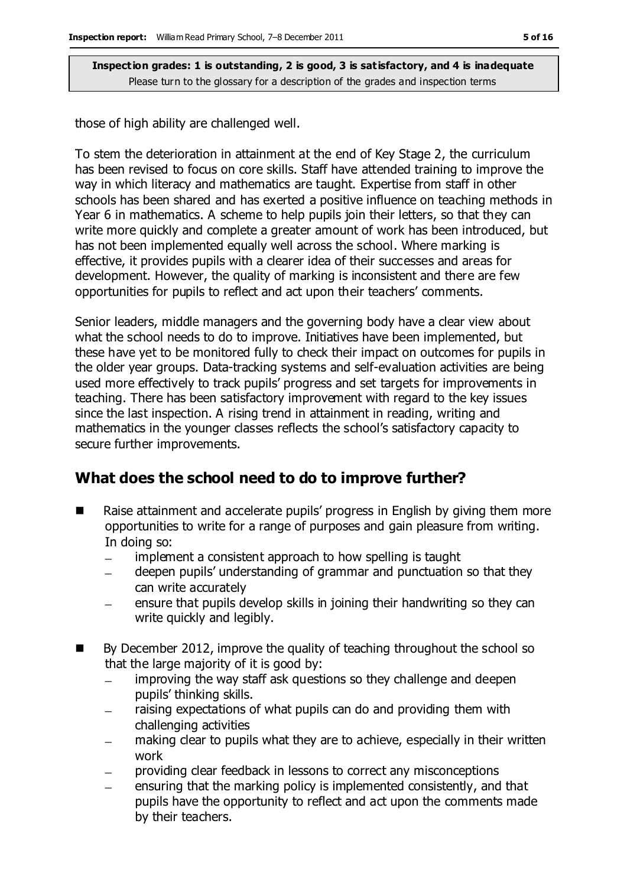those of high ability are challenged well.

To stem the deterioration in attainment at the end of Key Stage 2, the curriculum has been revised to focus on core skills. Staff have attended training to improve the way in which literacy and mathematics are taught. Expertise from staff in other schools has been shared and has exerted a positive influence on teaching methods in Year 6 in mathematics. A scheme to help pupils join their letters, so that they can write more quickly and complete a greater amount of work has been introduced, but has not been implemented equally well across the school. Where marking is effective, it provides pupils with a clearer idea of their successes and areas for development. However, the quality of marking is inconsistent and there are few opportunities for pupils to reflect and act upon their teachers' comments.

Senior leaders, middle managers and the governing body have a clear view about what the school needs to do to improve. Initiatives have been implemented, but these have yet to be monitored fully to check their impact on outcomes for pupils in the older year groups. Data-tracking systems and self-evaluation activities are being used more effectively to track pupils' progress and set targets for improvements in teaching. There has been satisfactory improvement with regard to the key issues since the last inspection. A rising trend in attainment in reading, writing and mathematics in the younger classes reflects the school's satisfactory capacity to secure further improvements.

## What does the school need to do to improve further?

- Raise attainment and accelerate pupils' progress in English by giving them more opportunities to write for a range of purposes and gain pleasure from writing. In doing so:
  - implement a consistent approach to how spelling is taught
  - deepen pupils' understanding of grammar and punctuation so that they can write accurately
  - ensure that pupils develop skills in joining their handwriting so they can write quickly and legibly.
- By December 2012, improve the quality of teaching throughout the school so that the large majority of it is good by:
  - improving the way staff ask questions so they challenge and deepen pupils' thinking skills.
  - raising expectations of what pupils can do and providing them with challenging activities
  - making clear to pupils what they are to achieve, especially in their written work
  - providing clear feedback in lessons to correct any misconceptions
  - ensuring that the marking policy is implemented consistently, and that pupils have the opportunity to reflect and act upon the comments made by their teachers.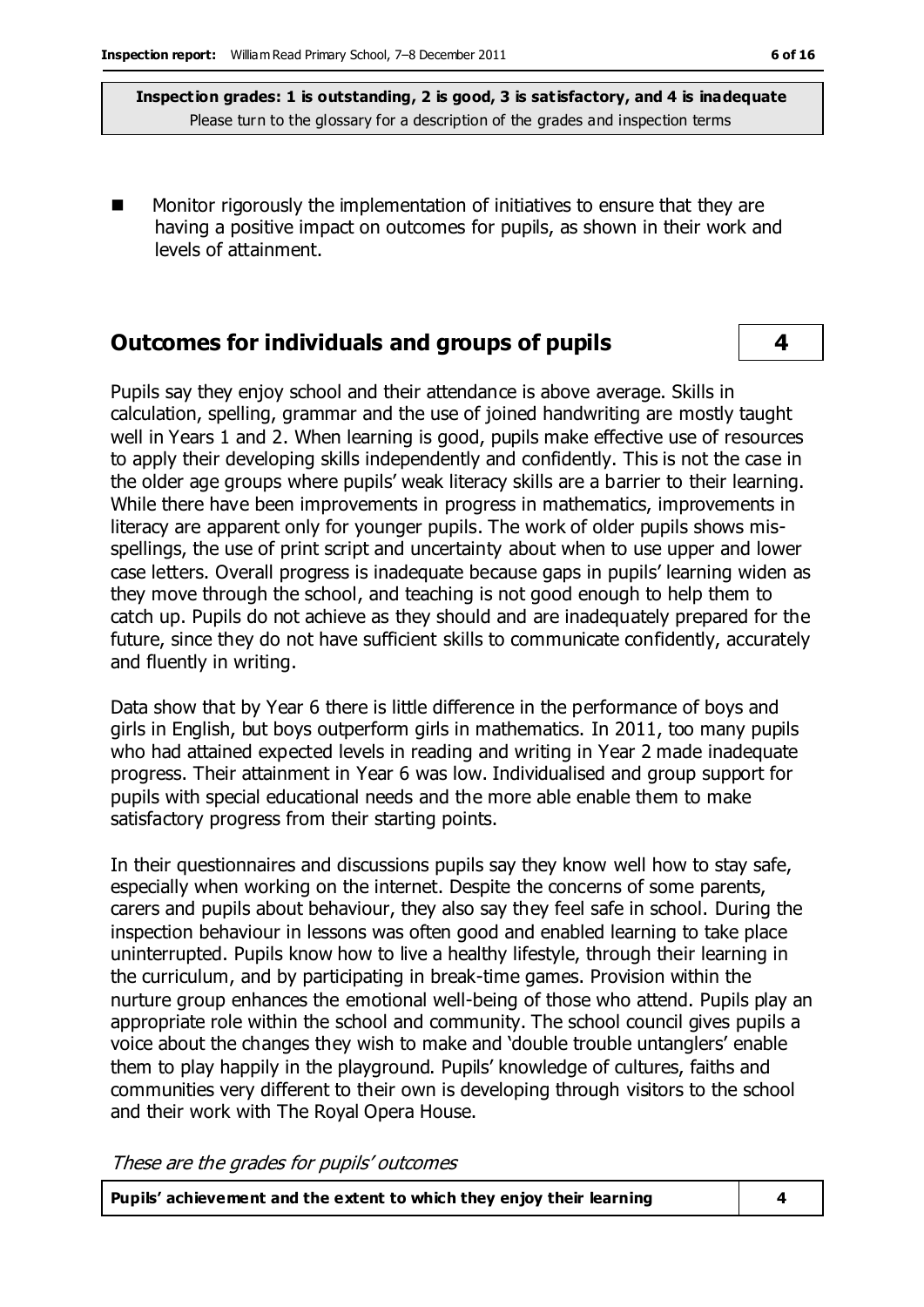- Monitor rigorously the implementation of initiatives to ensure that they are having a positive impact on outcomes for pupils, as shown in their work and levels of attainment.

## Outcomes for individuals and groups of pupils

| | |
|---|---|
| Outcomes for individuals and groups of pupils | 4 |

Pupils say they enjoy school and their attendance is above average. Skills in calculation, spelling, grammar and the use of joined handwriting are mostly taught well in Years 1 and 2. When learning is good, pupils make effective use of resources to apply their developing skills independently and confidently. This is not the case in the older age groups where pupils' weak literacy skills are a barrier to their learning. While there have been improvements in progress in mathematics, improvements in literacy are apparent only for younger pupils. The work of older pupils shows mis-spellings, the use of print script and uncertainty about when to use upper and lower case letters. Overall progress is inadequate because gaps in pupils' learning widen as they move through the school, and teaching is not good enough to help them to catch up. Pupils do not achieve as they should and are inadequately prepared for the future, since they do not have sufficient skills to communicate confidently, accurately and fluently in writing.

Data show that by Year 6 there is little difference in the performance of boys and girls in English, but boys outperform girls in mathematics. In 2011, too many pupils who had attained expected levels in reading and writing in Year 2 made inadequate progress. Their attainment in Year 6 was low. Individualised and group support for pupils with special educational needs and the more able enable them to make satisfactory progress from their starting points.

In their questionnaires and discussions pupils say they know well how to stay safe, especially when working on the internet. Despite the concerns of some parents, carers and pupils about behaviour, they also say they feel safe in school. During the inspection behaviour in lessons was often good and enabled learning to take place uninterrupted. Pupils know how to live a healthy lifestyle, through their learning in the curriculum, and by participating in break-time games. Provision within the nurture group enhances the emotional well-being of those who attend. Pupils play an appropriate role within the school and community. The school council gives pupils a voice about the changes they wish to make and 'double trouble untanglers' enable them to play happily in the playground. Pupils' knowledge of cultures, faiths and communities very different to their own is developing through visitors to the school and their work with The Royal Opera House.

*These are the grades for pupils' outcomes*

| | |
|---|---|
| **Pupils' achievement and the extent to which they enjoy their learning** | **4** |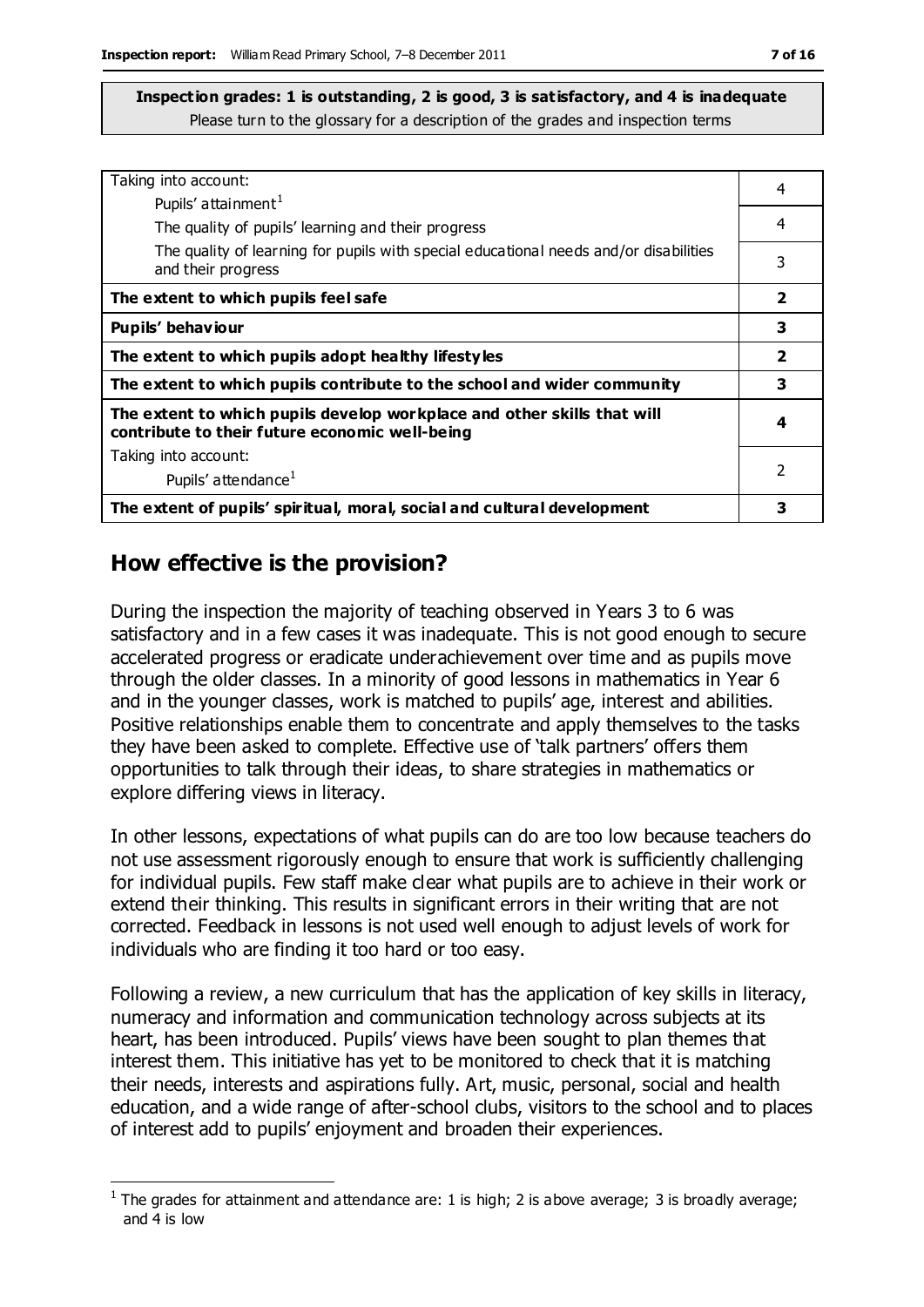**Inspection grades: 1 is outstanding, 2 is good, 3 is satisfactory, and 4 is inadequate**
Please turn to the glossary for a description of the grades and inspection terms

| | |
|---|---|
| Taking into account:<br>Pupils' attainment[1] | 4 |
| The quality of pupils' learning and their progress | 4 |
| The quality of learning for pupils with special educational needs and/or disabilities and their progress | 3 |
| **The extent to which pupils feel safe** | **2** |
| **Pupils' behaviour** | **3** |
| **The extent to which pupils adopt healthy lifestyles** | **2** |
| **The extent to which pupils contribute to the school and wider community** | **3** |
| **The extent to which pupils develop workplace and other skills that will contribute to their future economic well-being** | **4** |
| Taking into account:<br>Pupils' attendance[1] | 2 |
| **The extent of pupils' spiritual, moral, social and cultural development** | **3** |

## How effective is the provision?

During the inspection the majority of teaching observed in Years 3 to 6 was satisfactory and in a few cases it was inadequate. This is not good enough to secure accelerated progress or eradicate underachievement over time and as pupils move through the older classes. In a minority of good lessons in mathematics in Year 6 and in the younger classes, work is matched to pupils' age, interest and abilities. Positive relationships enable them to concentrate and apply themselves to the tasks they have been asked to complete. Effective use of 'talk partners' offers them opportunities to talk through their ideas, to share strategies in mathematics or explore differing views in literacy.

In other lessons, expectations of what pupils can do are too low because teachers do not use assessment rigorously enough to ensure that work is sufficiently challenging for individual pupils. Few staff make clear what pupils are to achieve in their work or extend their thinking. This results in significant errors in their writing that are not corrected. Feedback in lessons is not used well enough to adjust levels of work for individuals who are finding it too hard or too easy.

Following a review, a new curriculum that has the application of key skills in literacy, numeracy and information and communication technology across subjects at its heart, has been introduced. Pupils' views have been sought to plan themes that interest them. This initiative has yet to be monitored to check that it is matching their needs, interests and aspirations fully. Art, music, personal, social and health education, and a wide range of after-school clubs, visitors to the school and to places of interest add to pupils' enjoyment and broaden their experiences.

[1] The grades for attainment and attendance are: 1 is high; 2 is above average; 3 is broadly average; and 4 is low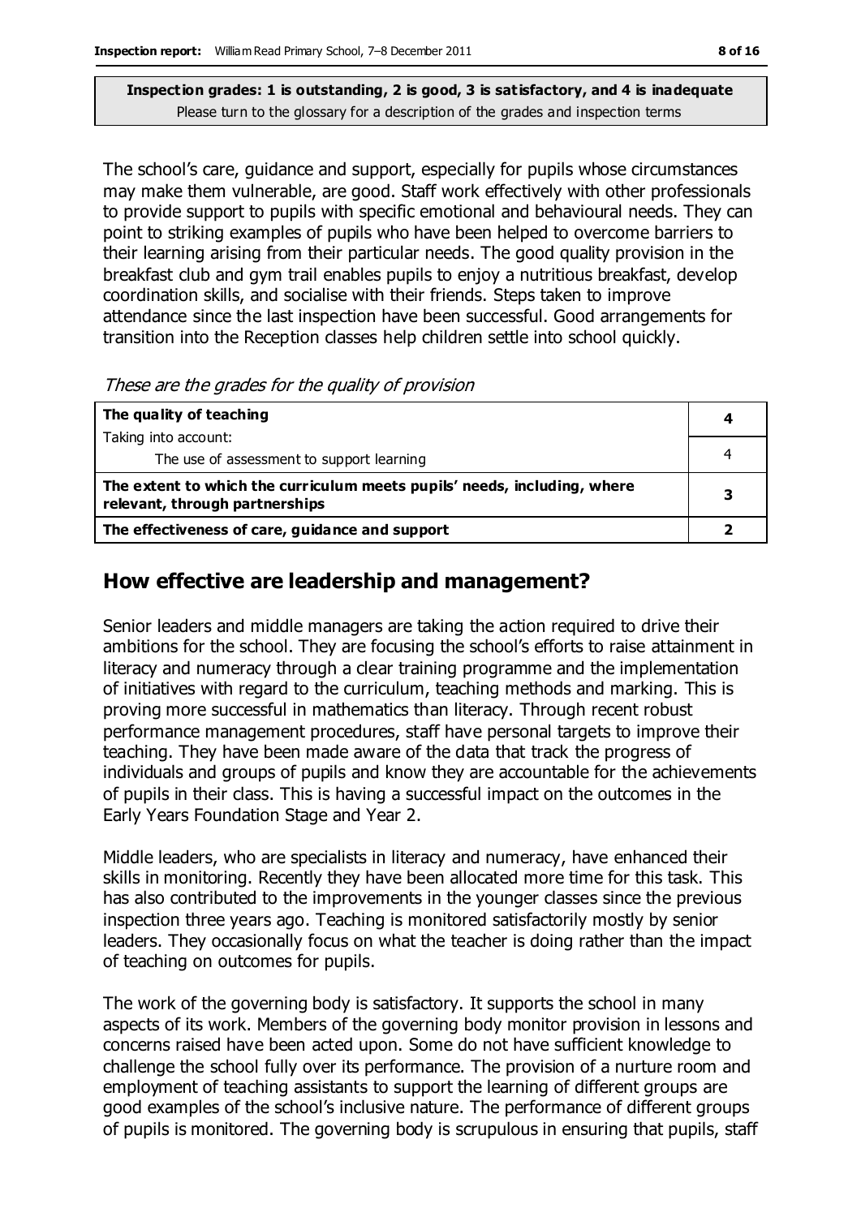**Inspection grades: 1 is outstanding, 2 is good, 3 is satisfactory, and 4 is inadequate**
Please turn to the glossary for a description of the grades and inspection terms

The school's care, guidance and support, especially for pupils whose circumstances may make them vulnerable, are good. Staff work effectively with other professionals to provide support to pupils with specific emotional and behavioural needs. They can point to striking examples of pupils who have been helped to overcome barriers to their learning arising from their particular needs. The good quality provision in the breakfast club and gym trail enables pupils to enjoy a nutritious breakfast, develop coordination skills, and socialise with their friends. Steps taken to improve attendance since the last inspection have been successful. Good arrangements for transition into the Reception classes help children settle into school quickly.

*These are the grades for the quality of provision*

| | |
|---|---|
| **The quality of teaching** | **4** |
| Taking into account: The use of assessment to support learning | 4 |
| **The extent to which the curriculum meets pupils' needs, including, where relevant, through partnerships** | **3** |
| **The effectiveness of care, guidance and support** | **2** |

## How effective are leadership and management?

Senior leaders and middle managers are taking the action required to drive their ambitions for the school. They are focusing the school's efforts to raise attainment in literacy and numeracy through a clear training programme and the implementation of initiatives with regard to the curriculum, teaching methods and marking. This is proving more successful in mathematics than literacy. Through recent robust performance management procedures, staff have personal targets to improve their teaching. They have been made aware of the data that track the progress of individuals and groups of pupils and know they are accountable for the achievements of pupils in their class. This is having a successful impact on the outcomes in the Early Years Foundation Stage and Year 2.

Middle leaders, who are specialists in literacy and numeracy, have enhanced their skills in monitoring. Recently they have been allocated more time for this task. This has also contributed to the improvements in the younger classes since the previous inspection three years ago. Teaching is monitored satisfactorily mostly by senior leaders. They occasionally focus on what the teacher is doing rather than the impact of teaching on outcomes for pupils.

The work of the governing body is satisfactory. It supports the school in many aspects of its work. Members of the governing body monitor provision in lessons and concerns raised have been acted upon. Some do not have sufficient knowledge to challenge the school fully over its performance. The provision of a nurture room and employment of teaching assistants to support the learning of different groups are good examples of the school's inclusive nature. The performance of different groups of pupils is monitored. The governing body is scrupulous in ensuring that pupils, staff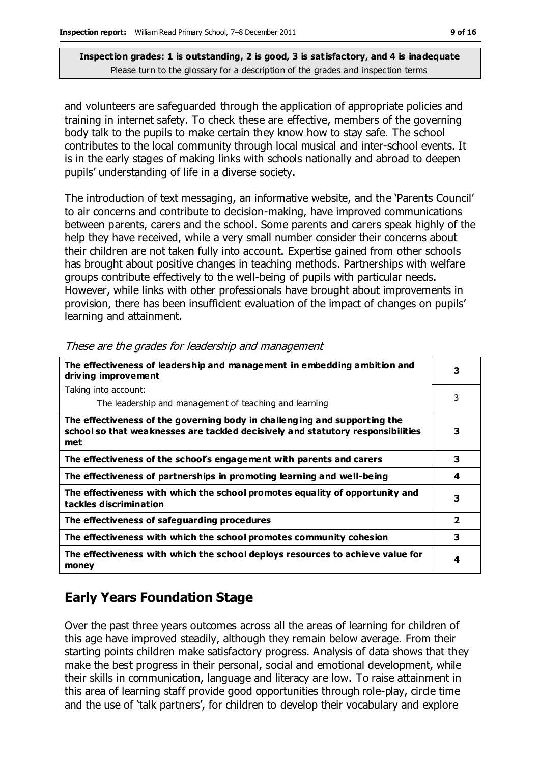and volunteers are safeguarded through the application of appropriate policies and training in internet safety. To check these are effective, members of the governing body talk to the pupils to make certain they know how to stay safe. The school contributes to the local community through local musical and inter-school events. It is in the early stages of making links with schools nationally and abroad to deepen pupils' understanding of life in a diverse society.

The introduction of text messaging, an informative website, and the 'Parents Council' to air concerns and contribute to decision-making, have improved communications between parents, carers and the school. Some parents and carers speak highly of the help they have received, while a very small number consider their concerns about their children are not taken fully into account. Expertise gained from other schools has brought about positive changes in teaching methods. Partnerships with welfare groups contribute effectively to the well-being of pupils with particular needs. However, while links with other professionals have brought about improvements in provision, there has been insufficient evaluation of the impact of changes on pupils' learning and attainment.

*These are the grades for leadership and management*

| **The effectiveness of leadership and management in embedding ambition and driving improvement** | **3** |
|---|---|
| Taking into account: The leadership and management of teaching and learning | 3 |
| **The effectiveness of the governing body in challenging and supporting the school so that weaknesses are tackled decisively and statutory responsibilities met** | **3** |
| **The effectiveness of the school's engagement with parents and carers** | **3** |
| **The effectiveness of partnerships in promoting learning and well-being** | **4** |
| **The effectiveness with which the school promotes equality of opportunity and tackles discrimination** | **3** |
| **The effectiveness of safeguarding procedures** | **2** |
| **The effectiveness with which the school promotes community cohesion** | **3** |
| **The effectiveness with which the school deploys resources to achieve value for money** | **4** |

## Early Years Foundation Stage

Over the past three years outcomes across all the areas of learning for children of this age have improved steadily, although they remain below average. From their starting points children make satisfactory progress. Analysis of data shows that they make the best progress in their personal, social and emotional development, while their skills in communication, language and literacy are low. To raise attainment in this area of learning staff provide good opportunities through role-play, circle time and the use of 'talk partners', for children to develop their vocabulary and explore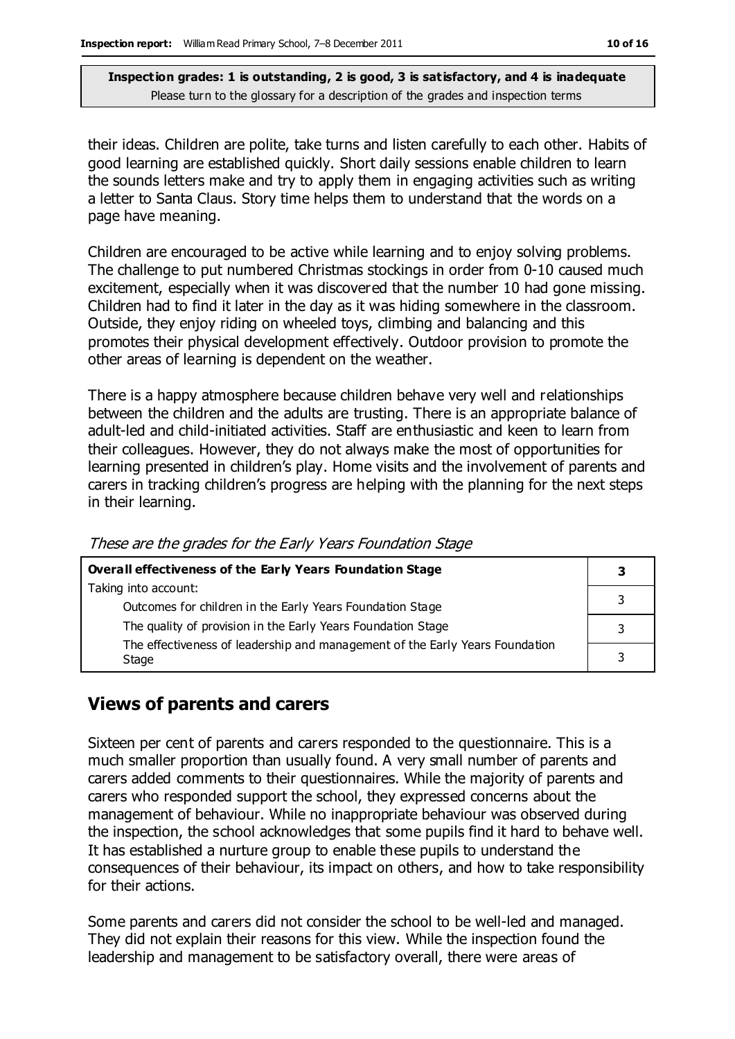**Inspection grades: 1 is outstanding, 2 is good, 3 is satisfactory, and 4 is inadequate**
Please turn to the glossary for a description of the grades and inspection terms

their ideas. Children are polite, take turns and listen carefully to each other. Habits of good learning are established quickly. Short daily sessions enable children to learn the sounds letters make and try to apply them in engaging activities such as writing a letter to Santa Claus. Story time helps them to understand that the words on a page have meaning.

Children are encouraged to be active while learning and to enjoy solving problems. The challenge to put numbered Christmas stockings in order from 0-10 caused much excitement, especially when it was discovered that the number 10 had gone missing. Children had to find it later in the day as it was hiding somewhere in the classroom. Outside, they enjoy riding on wheeled toys, climbing and balancing and this promotes their physical development effectively. Outdoor provision to promote the other areas of learning is dependent on the weather.

There is a happy atmosphere because children behave very well and relationships between the children and the adults are trusting. There is an appropriate balance of adult-led and child-initiated activities. Staff are enthusiastic and keen to learn from their colleagues. However, they do not always make the most of opportunities for learning presented in children's play. Home visits and the involvement of parents and carers in tracking children's progress are helping with the planning for the next steps in their learning.

*These are the grades for the Early Years Foundation Stage*

| **Overall effectiveness of the Early Years Foundation Stage** | **3** |
|---|---|
| Taking into account: Outcomes for children in the Early Years Foundation Stage | 3 |
| The quality of provision in the Early Years Foundation Stage | 3 |
| The effectiveness of leadership and management of the Early Years Foundation Stage | 3 |

## Views of parents and carers

Sixteen per cent of parents and carers responded to the questionnaire. This is a much smaller proportion than usually found. A very small number of parents and carers added comments to their questionnaires. While the majority of parents and carers who responded support the school, they expressed concerns about the management of behaviour. While no inappropriate behaviour was observed during the inspection, the school acknowledges that some pupils find it hard to behave well. It has established a nurture group to enable these pupils to understand the consequences of their behaviour, its impact on others, and how to take responsibility for their actions.

Some parents and carers did not consider the school to be well-led and managed. They did not explain their reasons for this view. While the inspection found the leadership and management to be satisfactory overall, there were areas of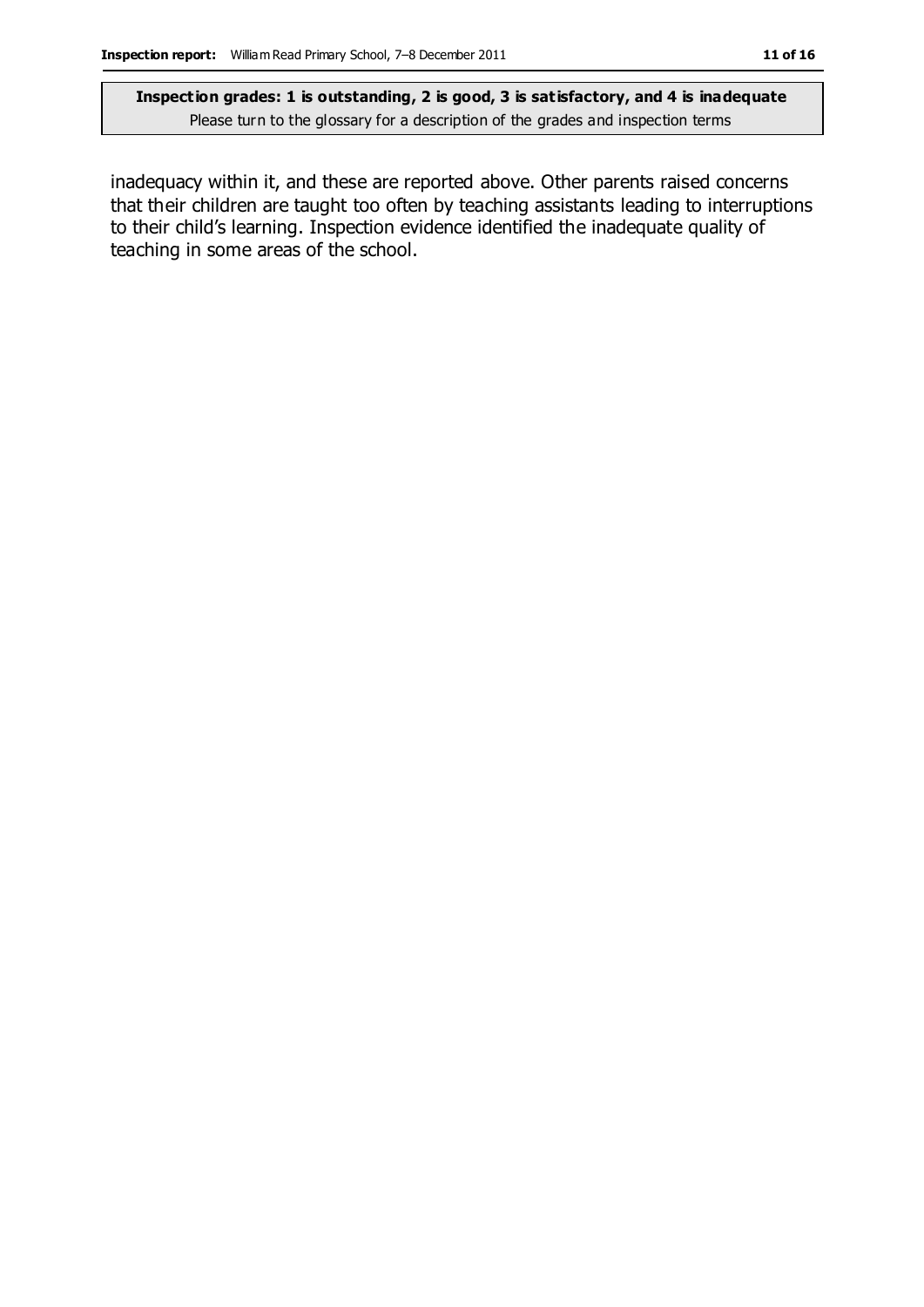**Inspection grades: 1 is outstanding, 2 is good, 3 is satisfactory, and 4 is inadequate**
Please turn to the glossary for a description of the grades and inspection terms

inadequacy within it, and these are reported above. Other parents raised concerns that their children are taught too often by teaching assistants leading to interruptions to their child's learning. Inspection evidence identified the inadequate quality of teaching in some areas of the school.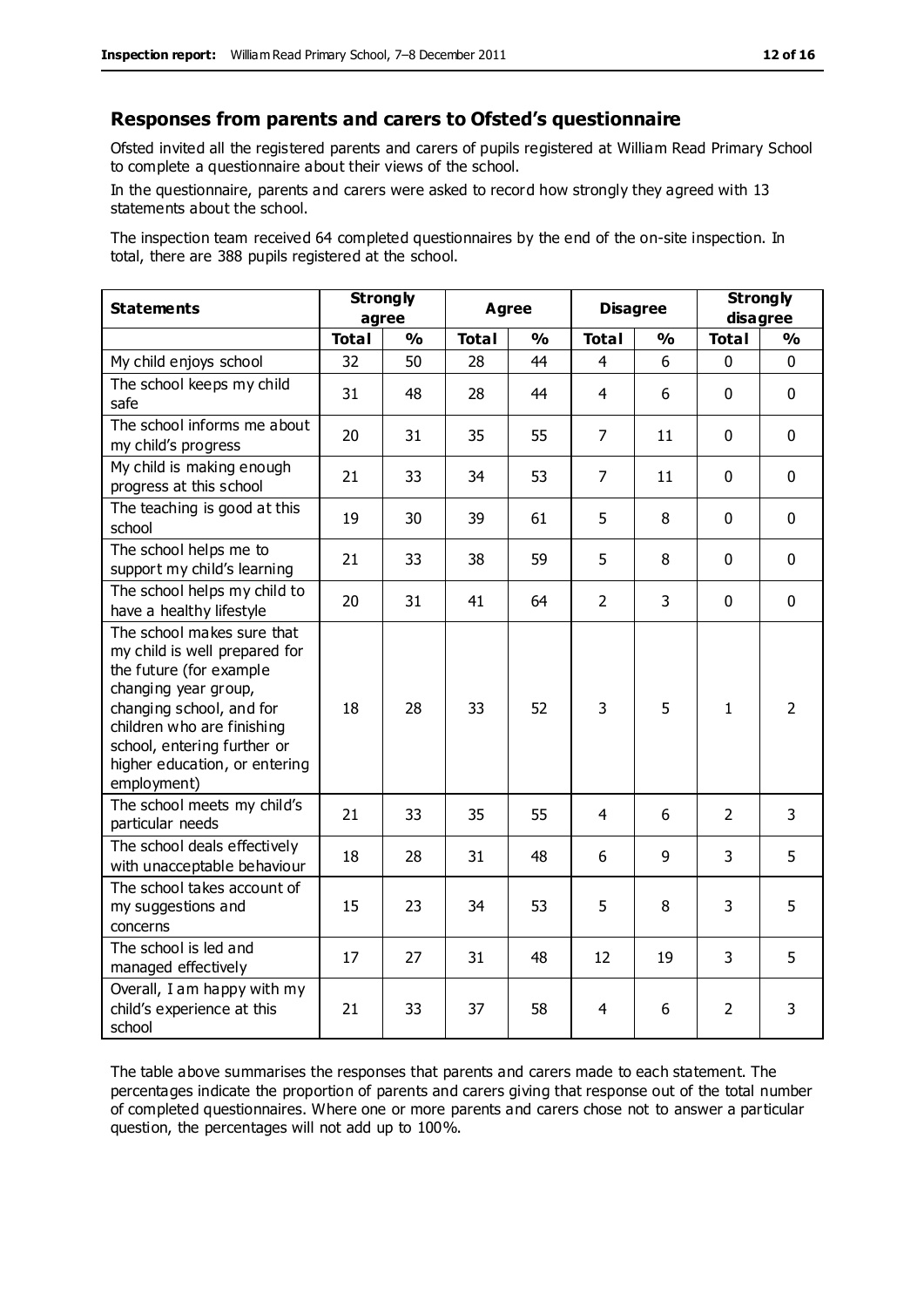## Responses from parents and carers to Ofsted's questionnaire

Ofsted invited all the registered parents and carers of pupils registered at William Read Primary School to complete a questionnaire about their views of the school.

In the questionnaire, parents and carers were asked to record how strongly they agreed with 13 statements about the school.

The inspection team received 64 completed questionnaires by the end of the on-site inspection. In total, there are 388 pupils registered at the school.

| Statements | Strongly agree | | Agree | | Disagree | | Strongly disagree | |
|---|---|---|---|---|---|---|---|---|
| | Total | % | Total | % | Total | % | Total | % |
| My child enjoys school | 32 | 50 | 28 | 44 | 4 | 6 | 0 | 0 |
| The school keeps my child safe | 31 | 48 | 28 | 44 | 4 | 6 | 0 | 0 |
| The school informs me about my child's progress | 20 | 31 | 35 | 55 | 7 | 11 | 0 | 0 |
| My child is making enough progress at this school | 21 | 33 | 34 | 53 | 7 | 11 | 0 | 0 |
| The teaching is good at this school | 19 | 30 | 39 | 61 | 5 | 8 | 0 | 0 |
| The school helps me to support my child's learning | 21 | 33 | 38 | 59 | 5 | 8 | 0 | 0 |
| The school helps my child to have a healthy lifestyle | 20 | 31 | 41 | 64 | 2 | 3 | 0 | 0 |
| The school makes sure that my child is well prepared for the future (for example changing year group, changing school, and for children who are finishing school, entering further or higher education, or entering employment) | 18 | 28 | 33 | 52 | 3 | 5 | 1 | 2 |
| The school meets my child's particular needs | 21 | 33 | 35 | 55 | 4 | 6 | 2 | 3 |
| The school deals effectively with unacceptable behaviour | 18 | 28 | 31 | 48 | 6 | 9 | 3 | 5 |
| The school takes account of my suggestions and concerns | 15 | 23 | 34 | 53 | 5 | 8 | 3 | 5 |
| The school is led and managed effectively | 17 | 27 | 31 | 48 | 12 | 19 | 3 | 5 |
| Overall, I am happy with my child's experience at this school | 21 | 33 | 37 | 58 | 4 | 6 | 2 | 3 |

The table above summarises the responses that parents and carers made to each statement. The percentages indicate the proportion of parents and carers giving that response out of the total number of completed questionnaires. Where one or more parents and carers chose not to answer a particular question, the percentages will not add up to 100%.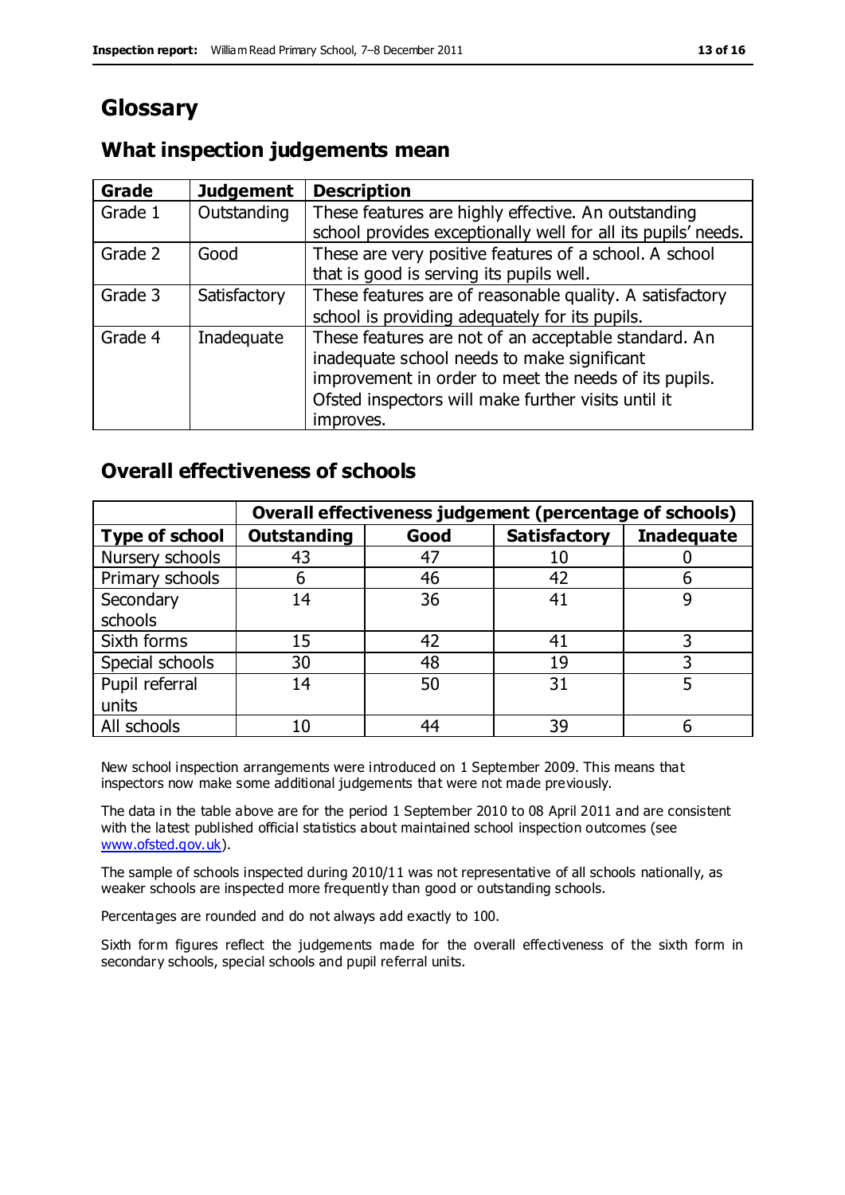# Glossary

## What inspection judgements mean

| Grade | Judgement | Description |
|---|---|---|
| Grade 1 | Outstanding | These features are highly effective. An outstanding school provides exceptionally well for all its pupils' needs. |
| Grade 2 | Good | These are very positive features of a school. A school that is good is serving its pupils well. |
| Grade 3 | Satisfactory | These features are of reasonable quality. A satisfactory school is providing adequately for its pupils. |
| Grade 4 | Inadequate | These features are not of an acceptable standard. An inadequate school needs to make significant improvement in order to meet the needs of its pupils. Ofsted inspectors will make further visits until it improves. |

## Overall effectiveness of schools

| | Overall effectiveness judgement (percentage of schools) | | | |
|---|---|---|---|---|
| **Type of school** | **Outstanding** | **Good** | **Satisfactory** | **Inadequate** |
| Nursery schools | 43 | 47 | 10 | 0 |
| Primary schools | 6 | 46 | 42 | 6 |
| Secondary schools | 14 | 36 | 41 | 9 |
| Sixth forms | 15 | 42 | 41 | 3 |
| Special schools | 30 | 48 | 19 | 3 |
| Pupil referral units | 14 | 50 | 31 | 5 |
| All schools | 10 | 44 | 39 | 6 |

New school inspection arrangements were introduced on 1 September 2009. This means that inspectors now make some additional judgements that were not made previously.

The data in the table above are for the period 1 September 2010 to 08 April 2011 and are consistent with the latest published official statistics about maintained school inspection outcomes (see www.ofsted.gov.uk).

The sample of schools inspected during 2010/11 was not representative of all schools nationally, as weaker schools are inspected more frequently than good or outstanding schools.

Percentages are rounded and do not always add exactly to 100.

Sixth form figures reflect the judgements made for the overall effectiveness of the sixth form in secondary schools, special schools and pupil referral units.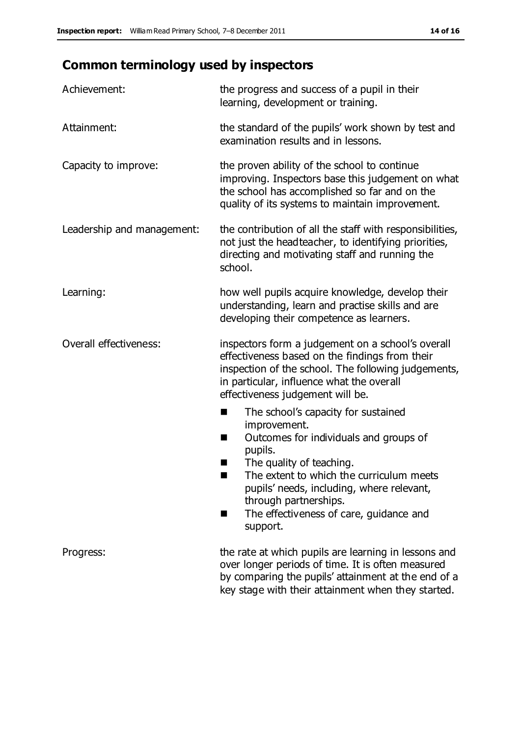## Common terminology used by inspectors

**Achievement:** the progress and success of a pupil in their learning, development or training.

**Attainment:** the standard of the pupils' work shown by test and examination results and in lessons.

**Capacity to improve:** the proven ability of the school to continue improving. Inspectors base this judgement on what the school has accomplished so far and on the quality of its systems to maintain improvement.

**Leadership and management:** the contribution of all the staff with responsibilities, not just the headteacher, to identifying priorities, directing and motivating staff and running the school.

**Learning:** how well pupils acquire knowledge, develop their understanding, learn and practise skills and are developing their competence as learners.

**Overall effectiveness:** inspectors form a judgement on a school's overall effectiveness based on the findings from their inspection of the school. The following judgements, in particular, influence what the overall effectiveness judgement will be.

- The school's capacity for sustained improvement.
- Outcomes for individuals and groups of pupils.
- The quality of teaching.
- The extent to which the curriculum meets pupils' needs, including, where relevant, through partnerships.
- The effectiveness of care, guidance and support.

**Progress:** the rate at which pupils are learning in lessons and over longer periods of time. It is often measured by comparing the pupils' attainment at the end of a key stage with their attainment when they started.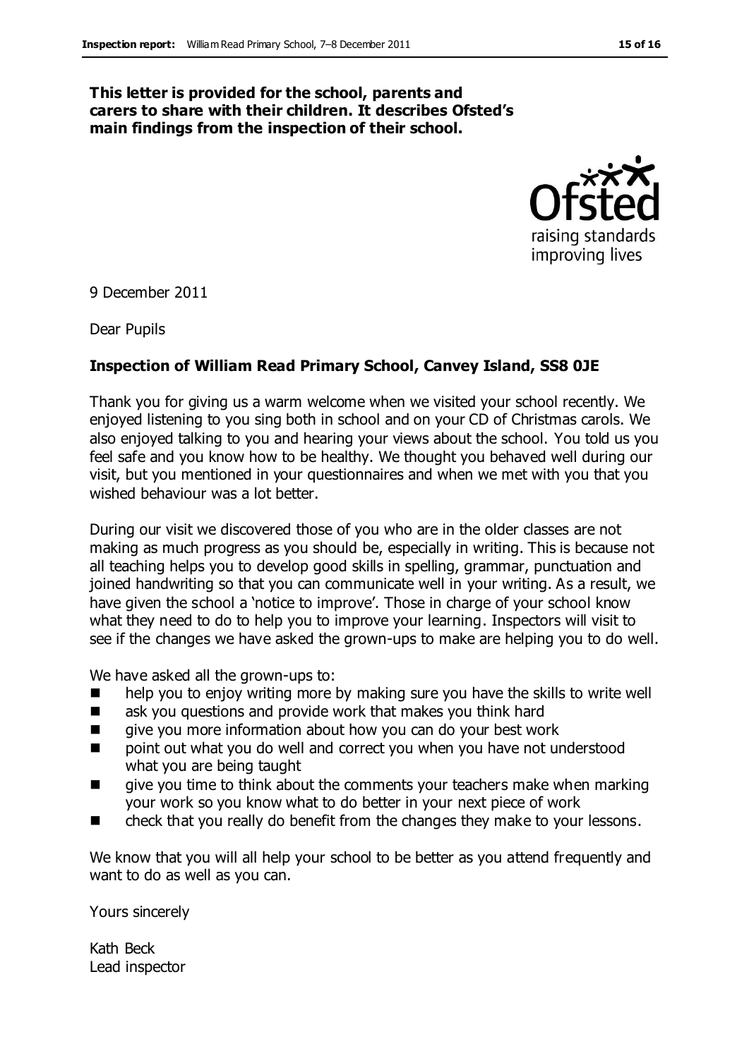**This letter is provided for the school, parents and carers to share with their children. It describes Ofsted's main findings from the inspection of their school.**

9 December 2011

Dear Pupils

**Inspection of William Read Primary School, Canvey Island, SS8 0JE**

Thank you for giving us a warm welcome when we visited your school recently. We enjoyed listening to you sing both in school and on your CD of Christmas carols. We also enjoyed talking to you and hearing your views about the school. You told us you feel safe and you know how to be healthy. We thought you behaved well during our visit, but you mentioned in your questionnaires and when we met with you that you wished behaviour was a lot better.

During our visit we discovered those of you who are in the older classes are not making as much progress as you should be, especially in writing. This is because not all teaching helps you to develop good skills in spelling, grammar, punctuation and joined handwriting so that you can communicate well in your writing. As a result, we have given the school a 'notice to improve'. Those in charge of your school know what they need to do to help you to improve your learning. Inspectors will visit to see if the changes we have asked the grown-ups to make are helping you to do well.

We have asked all the grown-ups to:

- help you to enjoy writing more by making sure you have the skills to write well
- ask you questions and provide work that makes you think hard
- give you more information about how you can do your best work
- point out what you do well and correct you when you have not understood what you are being taught
- give you time to think about the comments your teachers make when marking your work so you know what to do better in your next piece of work
- check that you really do benefit from the changes they make to your lessons.

We know that you will all help your school to be better as you attend frequently and want to do as well as you can.

Yours sincerely

Kath Beck
Lead inspector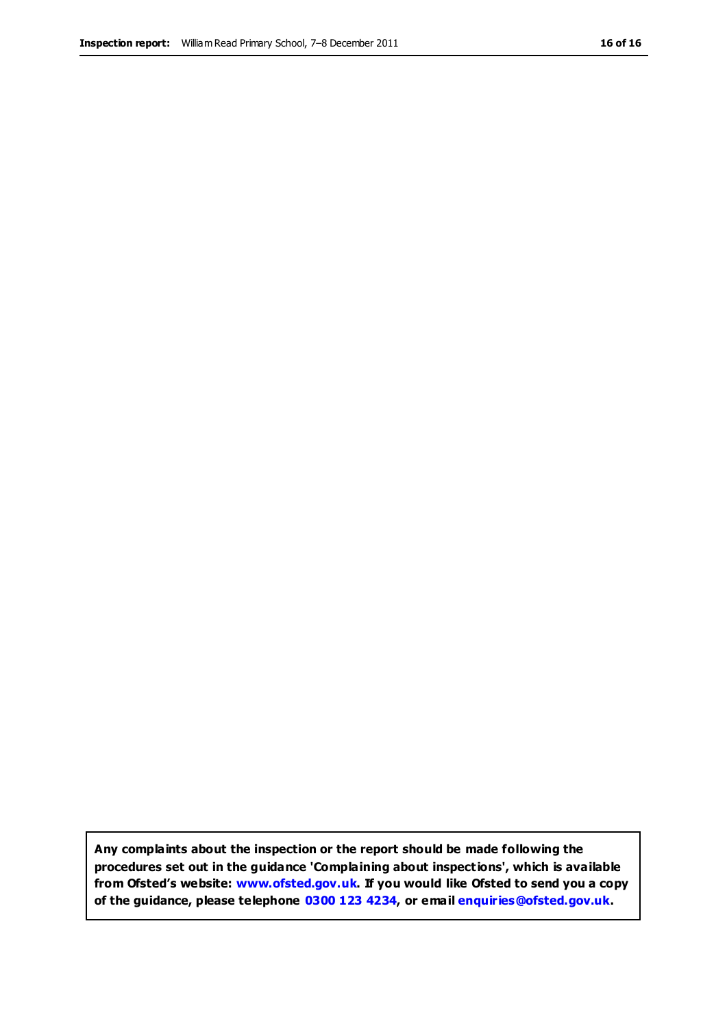**Any complaints about the inspection or the report should be made following the procedures set out in the guidance 'Complaining about inspections', which is available from Ofsted's website: www.ofsted.gov.uk. If you would like Ofsted to send you a copy of the guidance, please telephone 0300 123 4234, or email enquiries@ofsted.gov.uk.**